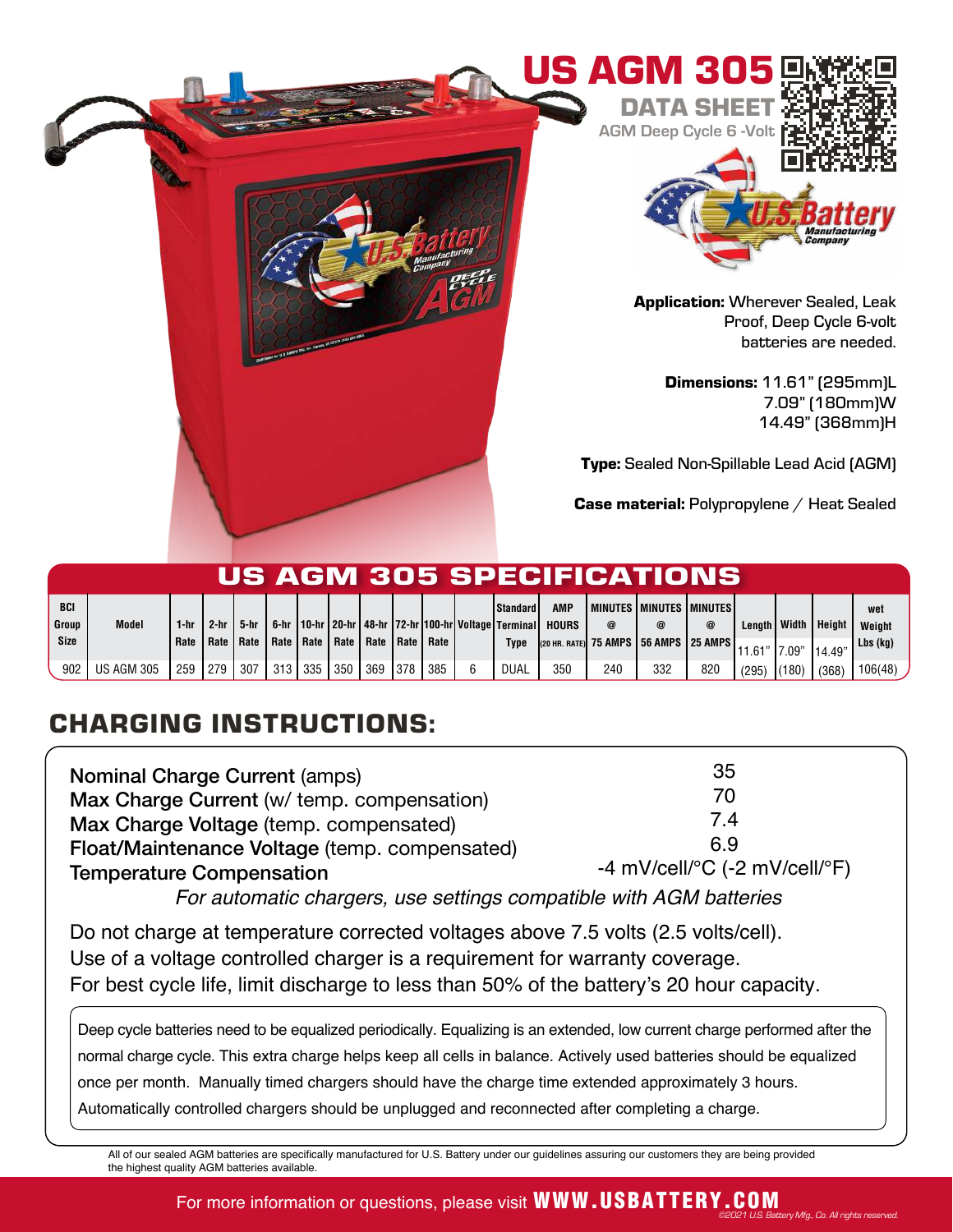# US AGM 305

## DATA SHEET

AGM Deep Cycle 6 -Volt

**Application:** Wherever Sealed, Leak Proof, Deep Cycle 6-volt batteries are needed.

**Dimensions:** 11.61" (295mm)L
7.09" (180mm)W
14.49" (368mm)H

**Type:** Sealed Non-Spillable Lead Acid (AGM)

**Case material:** Polypropylene / Heat Sealed

## US AGM 305 SPECIFICATIONS

| BCI Group Size | Model | 1-hr Rate | 2-hr Rate | 5-hr Rate | 6-hr Rate | 10-hr Rate | 20-hr Rate | 48-hr Rate | 72-hr Rate | 100-hr Rate | Voltage | Standard Terminal Type | AMP HOURS (20 HR. RATE) | MINUTES @ 75 AMPS | MINUTES @ 56 AMPS | MINUTES @ 25 AMPS | Length | Width | Height | wet Weight Lbs (kg) |
|---|---|---|---|---|---|---|---|---|---|---|---|---|---|---|---|---|---|---|---|---|
| 902 | US AGM 305 | 259 | 279 | 307 | 313 | 335 | 350 | 369 | 378 | 385 | 6 | DUAL | 350 | 240 | 332 | 820 | 11.61" (295) | 7.09" (180) | 14.49" (368) | 106(48) |

## CHARGING INSTRUCTIONS:

| | |
|---|---|
| **Nominal Charge Current** (amps) | 35 |
| **Max Charge Current** (w/ temp. compensation) | 70 |
| **Max Charge Voltage** (temp. compensated) | 7.4 |
| **Float/Maintenance Voltage** (temp. compensated) | 6.9 |
| **Temperature Compensation** | -4 mV/cell/°C (-2 mV/cell/°F) |

*For automatic chargers, use settings compatible with AGM batteries*

Do not charge at temperature corrected voltages above 7.5 volts (2.5 volts/cell).
Use of a voltage controlled charger is a requirement for warranty coverage.
For best cycle life, limit discharge to less than 50% of the battery's 20 hour capacity.

Deep cycle batteries need to be equalized periodically. Equalizing is an extended, low current charge performed after the normal charge cycle. This extra charge helps keep all cells in balance. Actively used batteries should be equalized once per month. Manually timed chargers should have the charge time extended approximately 3 hours. Automatically controlled chargers should be unplugged and reconnected after completing a charge.

All of our sealed AGM batteries are specifically manufactured for U.S. Battery under our guidelines assuring our customers they are being provided the highest quality AGM batteries available.

For more information or questions, please visit **WWW.USBATTERY.COM**

*©2021 U.S. Battery Mfg., Co. All rights reserved.*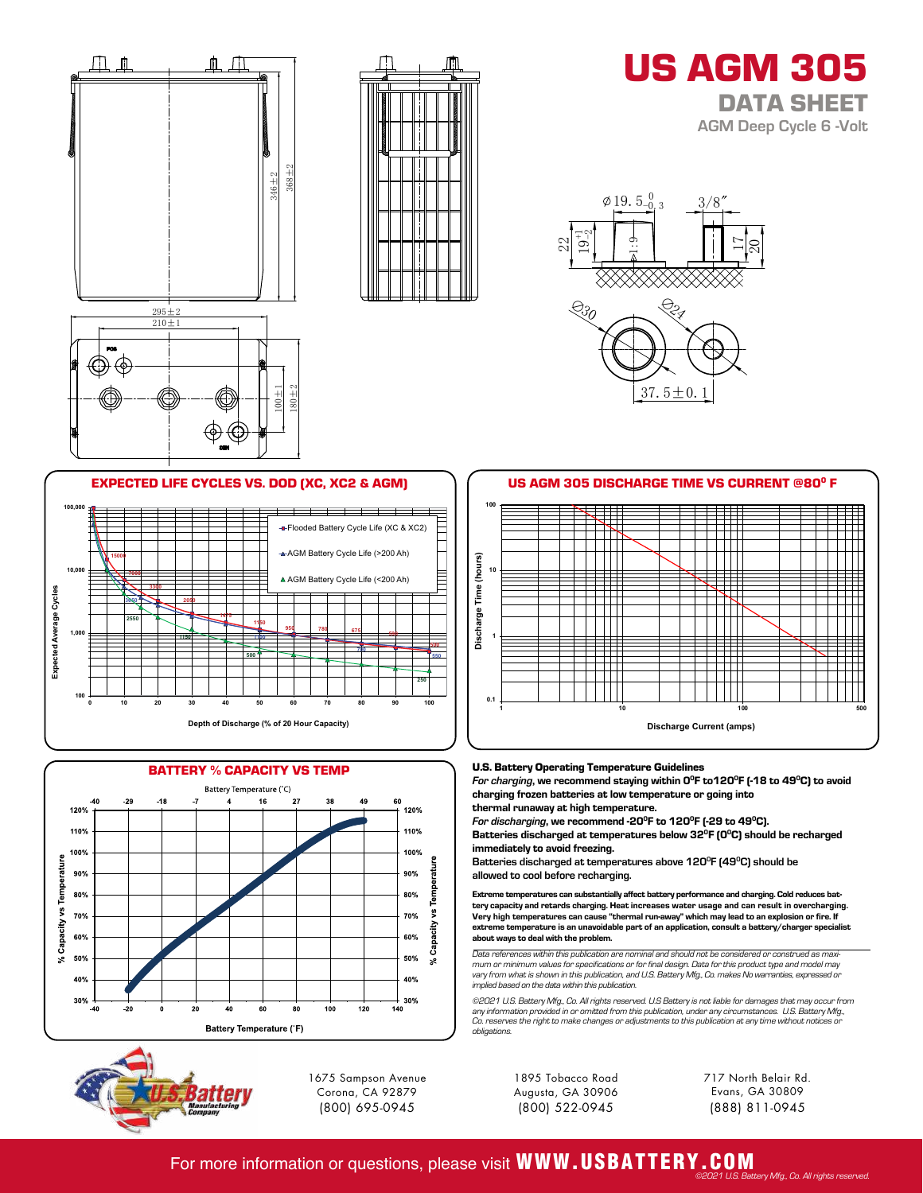# US AGM 305

## DATA SHEET

AGM Deep Cycle 6 -Volt

295±2
210±1
346±2
368±2
100±1
180±2
POS
NEG

∅19.5 $^{0}_{-0.3}$
3/8″
22
19 $^{+1}_{-2}$
1:9
17
20
∅30
∅24
37.5±0.1

## EXPECTED LIFE CYCLES VS. DOD (XC, XC2 & AGM)

Flooded Battery Cycle Life (XC & XC2)
AGM Battery Cycle Life (>200 Ah)
AGM Battery Cycle Life (<200 Ah)

Expected Average Cycles
100,000
10,000
1,000
100

Depth of Discharge (% of 20 Hour Capacity)
0 10 20 30 40 50 60 70 80 90 100

15000
7000
3350
3000
2550
2050
1475
1150
1150
1000
950
780
675
500
500
750
600
550
250

## US AGM 305 DISCHARGE TIME VS CURRENT @80⁰ F

Discharge Time (hours)
100
10
1
0.1

Discharge Current (amps)
1 10 100 500

## BATTERY % CAPACITY VS TEMP

Battery Temperature (˚C)
-40 -29 -18 -7 4 16 27 38 49 60

% Capacity vs Temperature
120% 110% 100% 90% 80% 70% 60% 50% 40% 30%

Battery Temperature (˚F)
-40 -20 0 20 40 60 80 100 120 140

**U.S. Battery Operating Temperature Guidelines**

***For charging*, we recommend staying within 0⁰F to120⁰F (-18 to 49⁰C) to avoid charging frozen batteries at low temperature or going into thermal runaway at high temperature.**

***For discharging*, we recommend -20⁰F to 120⁰F (-29 to 49⁰C).**

**Batteries discharged at temperatures below 32⁰F (0⁰C) should be recharged immediately to avoid freezing.**

**Batteries discharged at temperatures above 120⁰F (49⁰C) should be allowed to cool before recharging.**

**Extreme temperatures can substantially affect battery performance and charging. Cold reduces battery capacity and retards charging. Heat increases water usage and can result in overcharging. Very high temperatures can cause "thermal run-away" which may lead to an explosion or fire. If extreme temperature is an unavoidable part of an application, consult a battery/charger specialist about ways to deal with the problem.**

*Data references within this publication are nominal and should not be considered or construed as maximum or minimum values for specifications or for final design. Data for this product type and model may vary from what is shown in this publication, and U.S. Battery Mfg., Co. makes No warranties, expressed or implied based on the data within this publication.*

*©2021 U.S. Battery Mfg., Co. All rights reserved. U.S Battery is not liable for damages that may occur from any information provided in or omitted from this publication, under any circumstances. U.S. Battery Mfg., Co. reserves the right to make changes or adjustments to this publication at any time without notices or obligations.*

U.S. Battery Manufacturing Company

1675 Sampson Avenue
Corona, CA 92879
(800) 695-0945

1895 Tobacco Road
Augusta, GA 30906
(800) 522-0945

717 North Belair Rd.
Evans, GA 30809
(888) 811-0945

For more information or questions, please visit **WWW.USBATTERY.COM**

*©2021 U.S. Battery Mfg., Co. All rights reserved.*